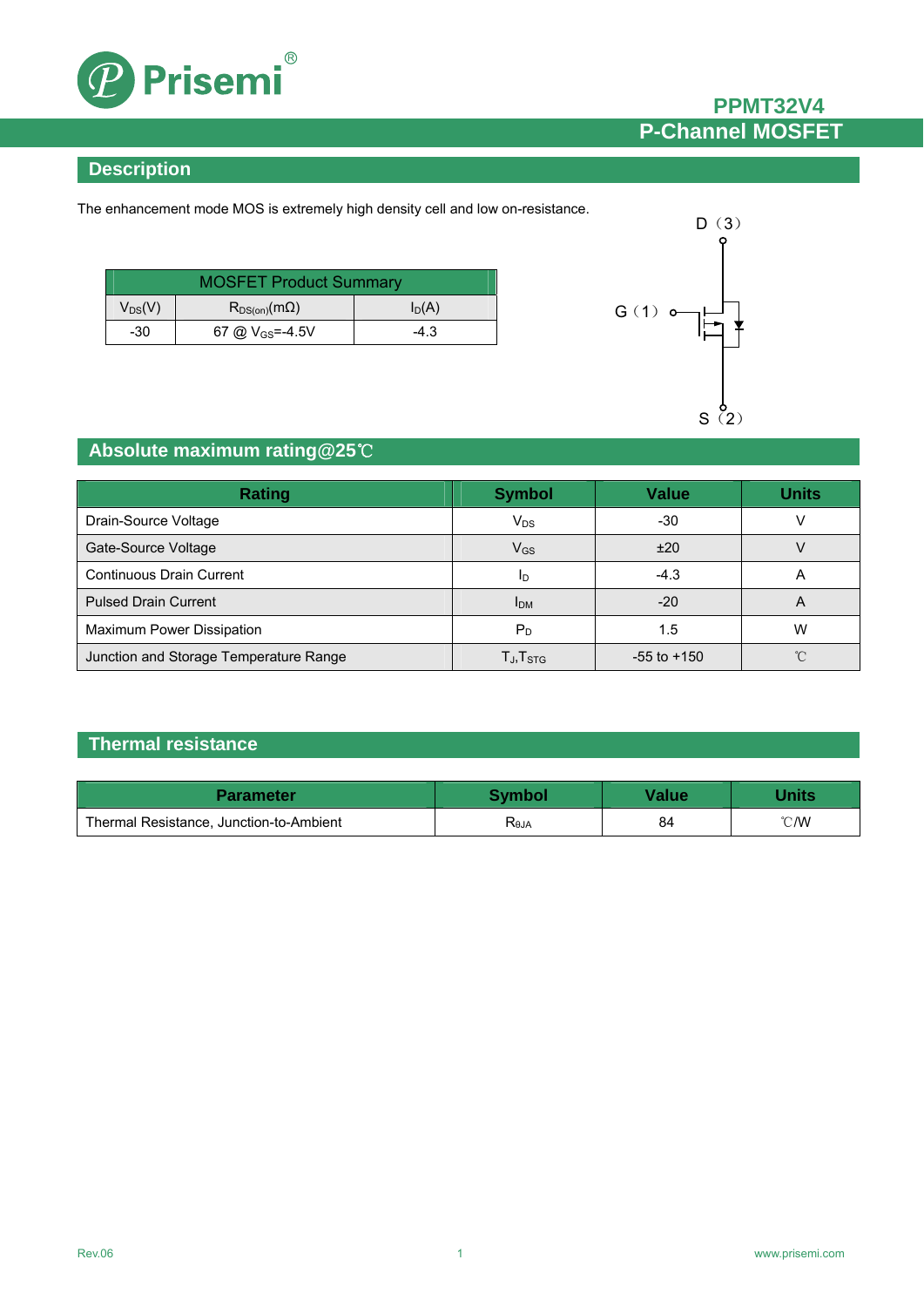# PPMT32V4

## P-Channel MOSFET

## Description

The enhancement mode MOS is extremely high density cell and low on-resistance.

| MOSFET Product Summary | | |
|---|---|---|
| $V_{DS}$(V) | $R_{DS(on)}$(mΩ) | $I_D$(A) |
| -30 | 67 @ $V_{GS}$=-4.5V | -4.3 |

D（3）

G（1）

S（2）

## Absolute maximum rating@25℃

| Rating | Symbol | Value | Units |
|---|---|---|---|
| Drain-Source Voltage | $V_{DS}$ | -30 | V |
| Gate-Source Voltage | $V_{GS}$ | ±20 | V |
| Continuous Drain Current | $I_D$ | -4.3 | A |
| Pulsed Drain Current | $I_{DM}$ | -20 | A |
| Maximum Power Dissipation | $P_D$ | 1.5 | W |
| Junction and Storage Temperature Range | $T_J$,$T_{STG}$ | -55 to +150 | ℃ |

## Thermal resistance

| Parameter | Symbol | Value | Units |
|---|---|---|---|
| Thermal Resistance, Junction-to-Ambient | $R_{\theta JA}$ | 84 | ℃/W |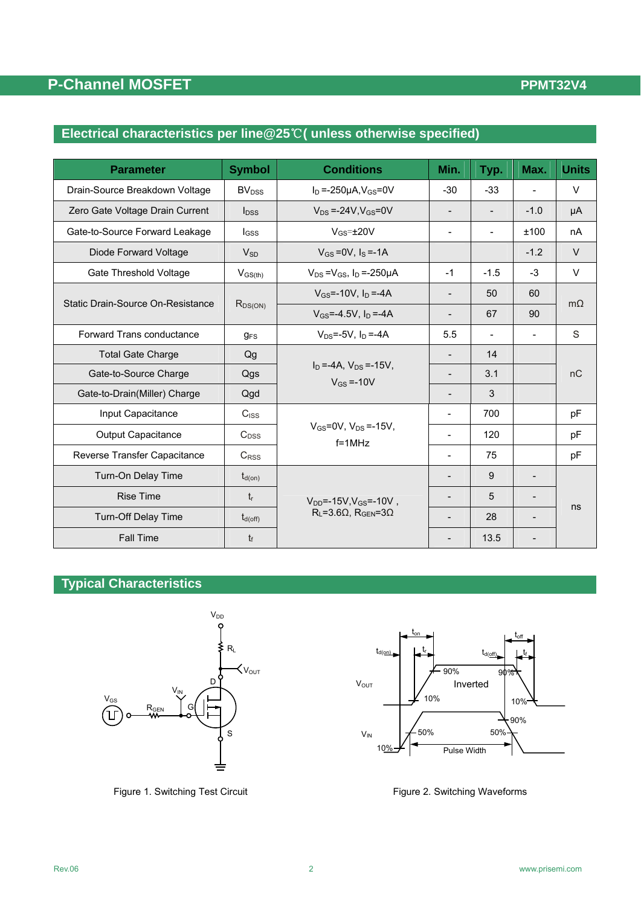## Electrical characteristics per line@25℃( unless otherwise specified)

| Parameter | Symbol | Conditions | Min. | Typ. | Max. | Units |
|---|---|---|---|---|---|---|
| Drain-Source Breakdown Voltage | $BV_{DSS}$ | $I_D$ =-250μA,$V_{GS}$=0V | -30 | -33 | - | V |
| Zero Gate Voltage Drain Current | $I_{DSS}$ | $V_{DS}$ =-24V,$V_{GS}$=0V | - | - | -1.0 | μA |
| Gate-to-Source Forward Leakage | $I_{GSS}$ | $V_{GS}$=±20V | - | - | ±100 | nA |
| Diode Forward Voltage | $V_{SD}$ | $V_{GS}$ =0V, $I_S$ =-1A | | | -1.2 | V |
| Gate Threshold Voltage | $V_{GS(th)}$ | $V_{DS}$ =$V_{GS}$, $I_D$ =-250μA | -1 | -1.5 | -3 | V |
| Static Drain-Source On-Resistance | $R_{DS(ON)}$ | $V_{GS}$=-10V, $I_D$ =-4A | - | 50 | 60 | mΩ |
| | | $V_{GS}$=-4.5V, $I_D$ =-4A | - | 67 | 90 | |
| Forward Trans conductance | $g_{FS}$ | $V_{DS}$=-5V, $I_D$ =-4A | 5.5 | - | - | S |
| Total Gate Charge | Qg | $I_D$ =-4A, $V_{DS}$ =-15V, $V_{GS}$ =-10V | - | 14 | | nC |
| Gate-to-Source Charge | Qgs | | - | 3.1 | | |
| Gate-to-Drain(Miller) Charge | Qgd | | - | 3 | | |
| Input Capacitance | $C_{ISS}$ | $V_{GS}$=0V, $V_{DS}$ =-15V, f=1MHz | - | 700 | | pF |
| Output Capacitance | $C_{DSS}$ | | - | 120 | | pF |
| Reverse Transfer Capacitance | $C_{RSS}$ | | - | 75 | | pF |
| Turn-On Delay Time | $t_{d(on)}$ | $V_{DD}$=-15V,$V_{GS}$=-10V , $R_L$=3.6Ω, $R_{GEN}$=3Ω | - | 9 | - | ns |
| Rise Time | $t_r$ | | - | 5 | - | |
| Turn-Off Delay Time | $t_{d(off)}$ | | - | 28 | - | |
| Fall Time | $t_f$ | | - | 13.5 | - | |

## Typical Characteristics

Figure 1. Switching Test Circuit

Figure 2. Switching Waveforms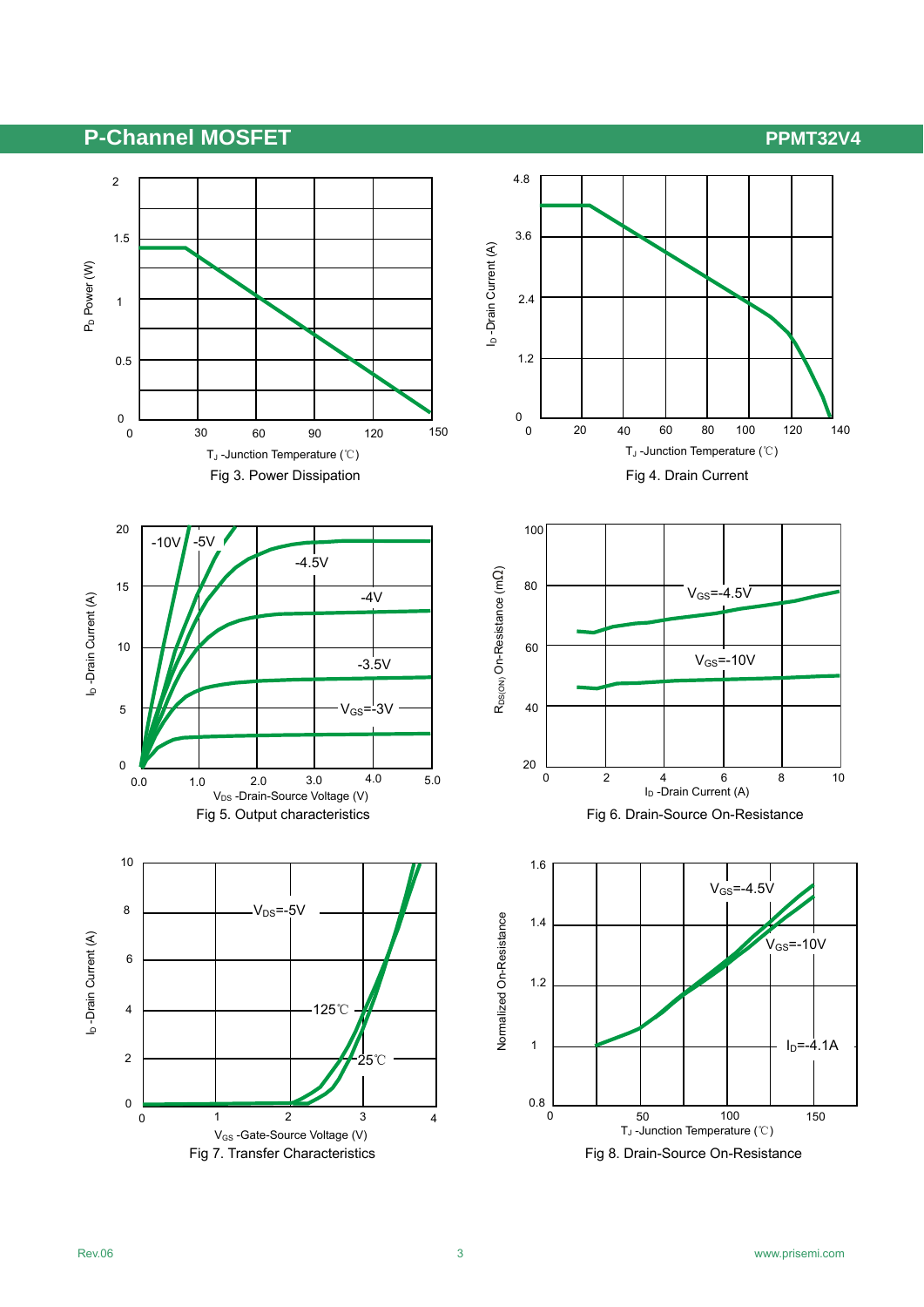Fig 3. Power Dissipation

Fig 4. Drain Current

Fig 5. Output characteristics

Fig 6. Drain-Source On-Resistance

Fig 7. Transfer Characteristics

Fig 8. Drain-Source On-Resistance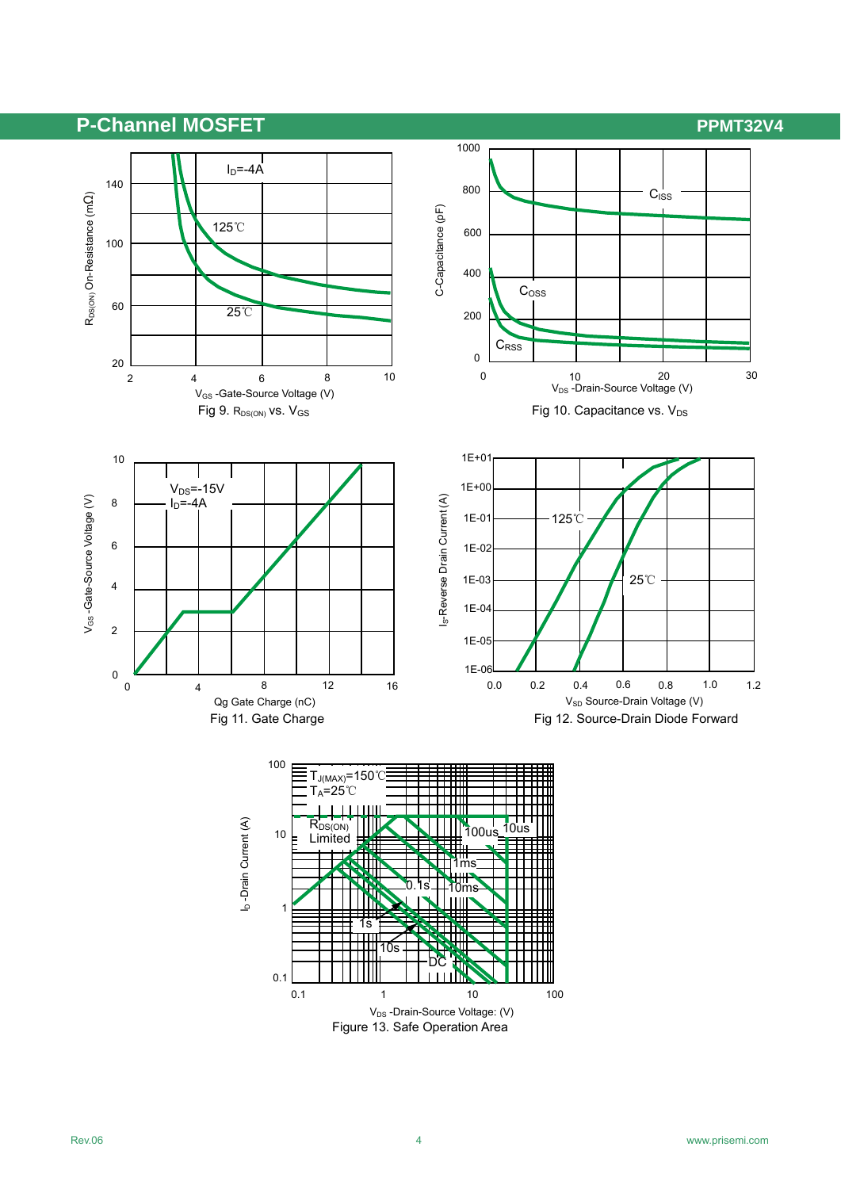Fig 9. $R_{DS(ON)}$ vs. $V_{GS}$

Fig 10. Capacitance vs. $V_{DS}$

Fig 11. Gate Charge

Fig 12. Source-Drain Diode Forward

Figure 13. Safe Operation Area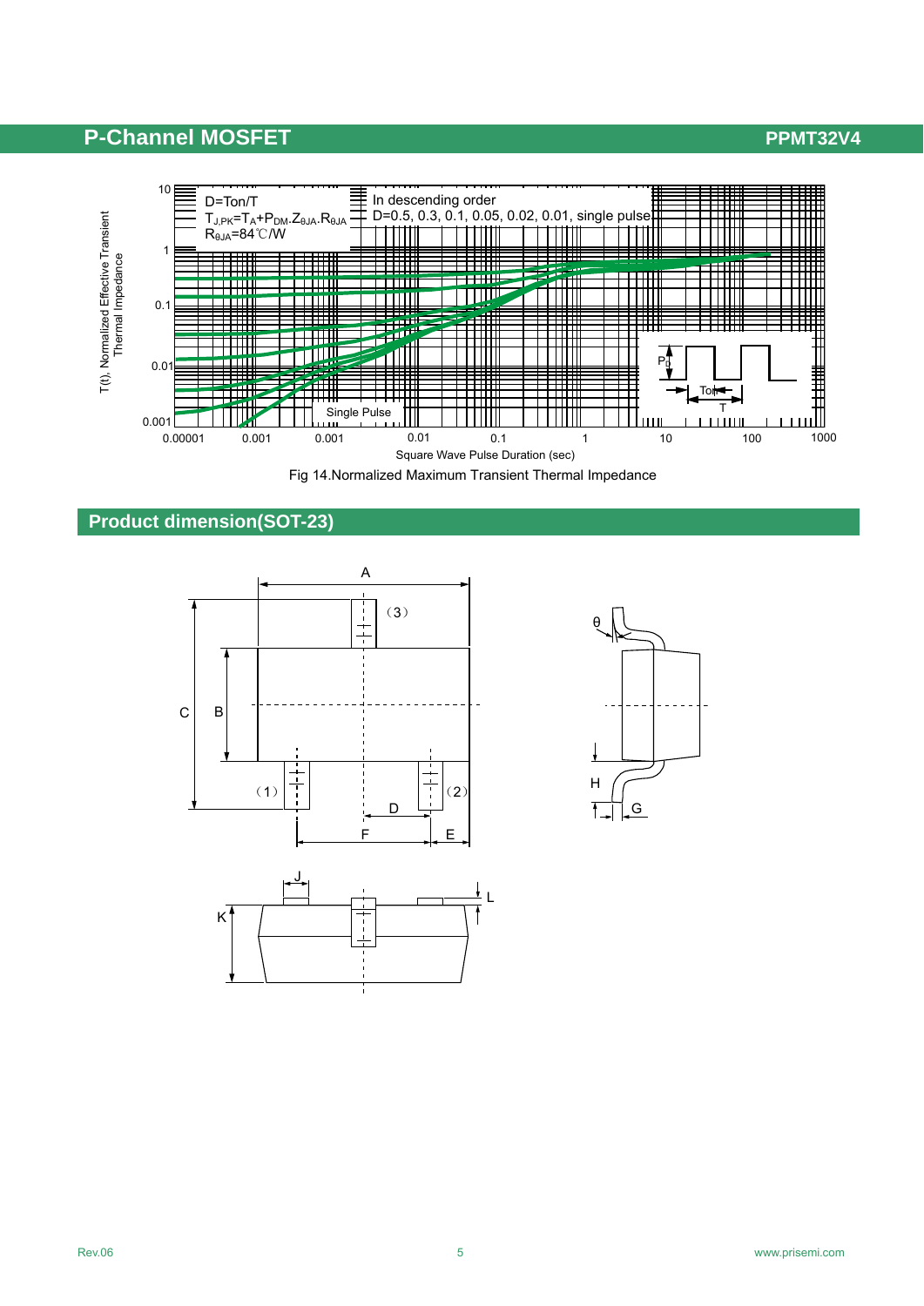## Fig 14

D=Ton/T

$T_{J,PK}=T_A+P_{DM}.Z_{\theta JA}.R_{\theta JA}$

$R_{\theta JA}$=84℃/W

In descending order

D=0.5, 0.3, 0.1, 0.05, 0.02, 0.01, single pulse

Single Pulse

T(t), Normalized Effective Transient Thermal Impedance

Square Wave Pulse Duration (sec)

Fig 14.Normalized Maximum Transient Thermal Impedance

## Product dimension(SOT-23)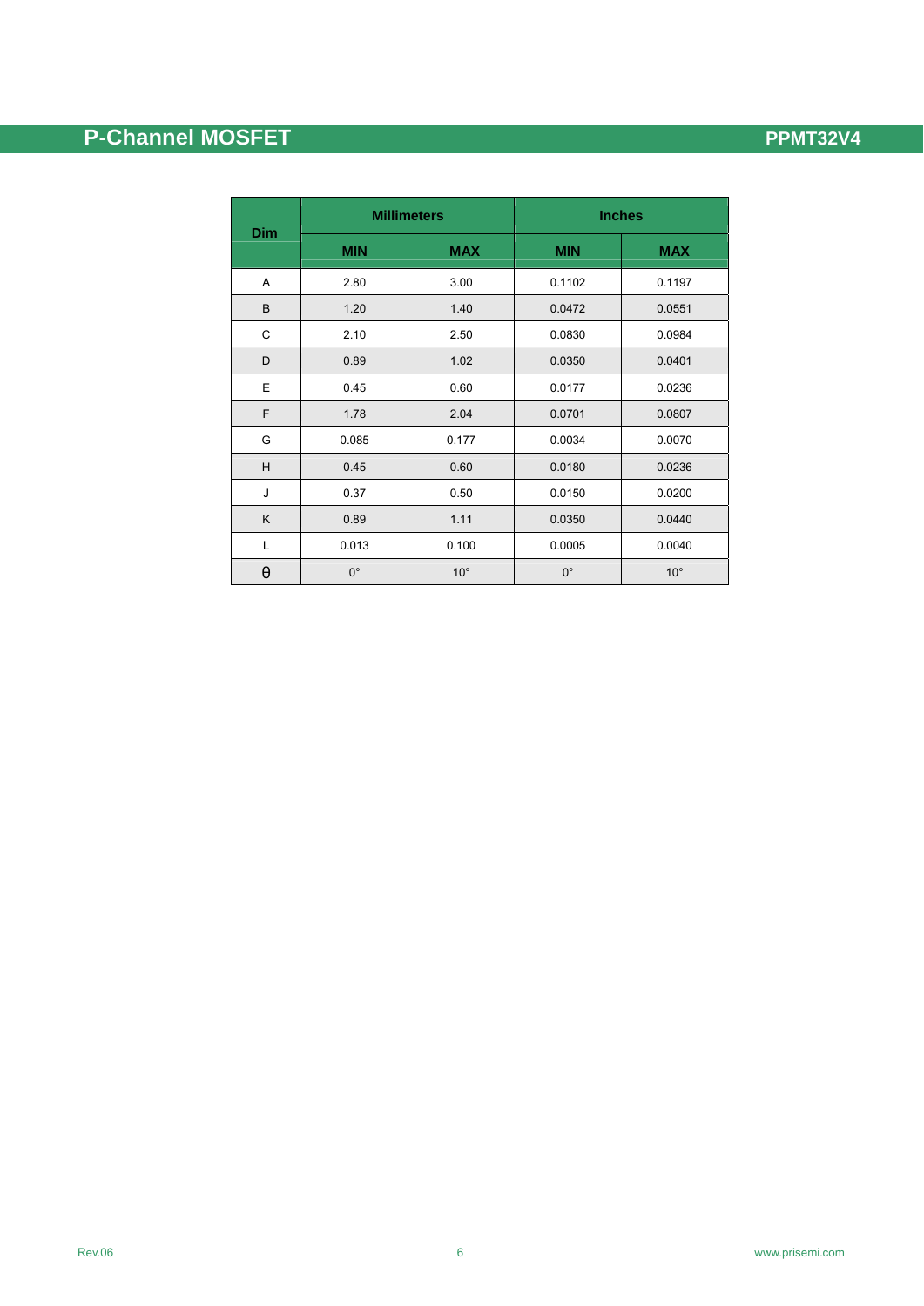| Dim | Millimeters | | Inches | |
|---|---|---|---|---|
| | MIN | MAX | MIN | MAX |
| A | 2.80 | 3.00 | 0.1102 | 0.1197 |
| B | 1.20 | 1.40 | 0.0472 | 0.0551 |
| C | 2.10 | 2.50 | 0.0830 | 0.0984 |
| D | 0.89 | 1.02 | 0.0350 | 0.0401 |
| E | 0.45 | 0.60 | 0.0177 | 0.0236 |
| F | 1.78 | 2.04 | 0.0701 | 0.0807 |
| G | 0.085 | 0.177 | 0.0034 | 0.0070 |
| H | 0.45 | 0.60 | 0.0180 | 0.0236 |
| J | 0.37 | 0.50 | 0.0150 | 0.0200 |
| K | 0.89 | 1.11 | 0.0350 | 0.0440 |
| L | 0.013 | 0.100 | 0.0005 | 0.0040 |
| θ | 0° | 10° | 0° | 10° |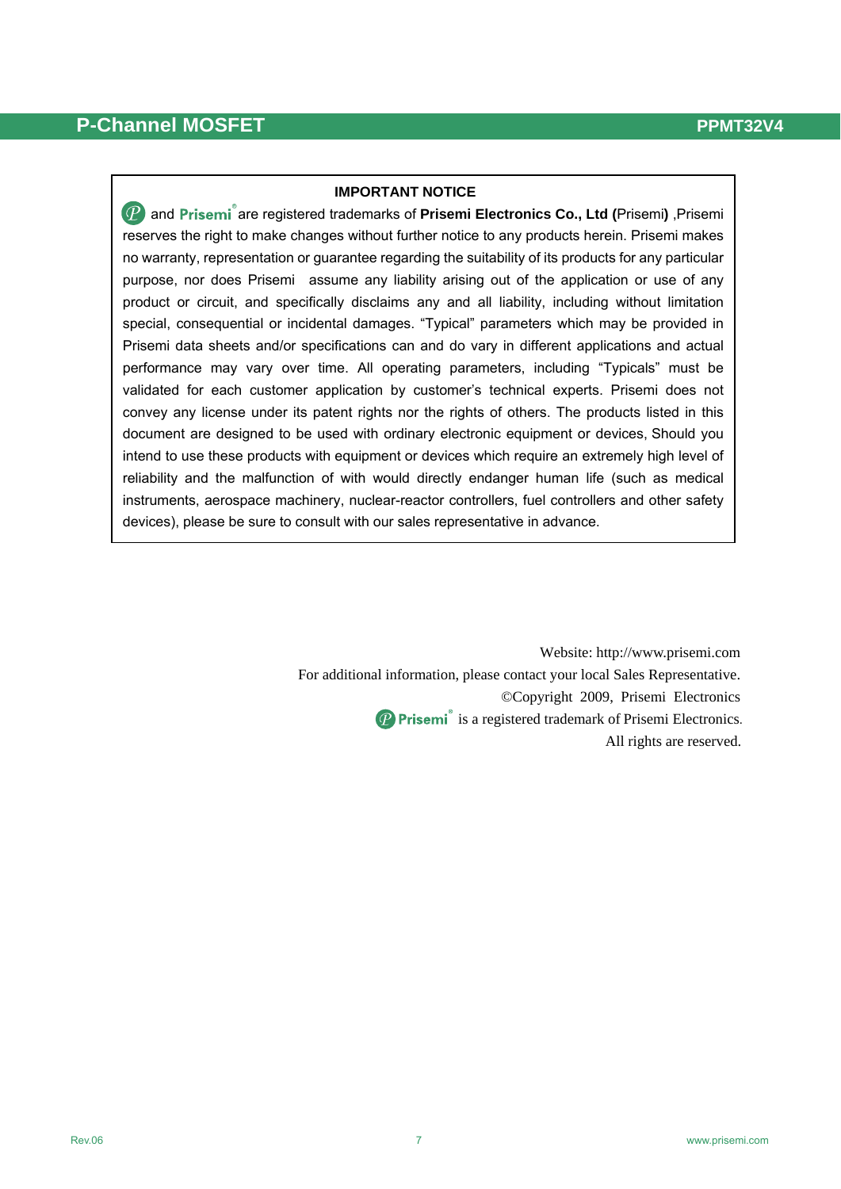**IMPORTANT NOTICE**

and Prisemi® are registered trademarks of **Prisemi Electronics Co., Ltd (**Prisemi**)** ,Prisemi reserves the right to make changes without further notice to any products herein. Prisemi makes no warranty, representation or guarantee regarding the suitability of its products for any particular purpose, nor does Prisemi assume any liability arising out of the application or use of any product or circuit, and specifically disclaims any and all liability, including without limitation special, consequential or incidental damages. "Typical" parameters which may be provided in Prisemi data sheets and/or specifications can and do vary in different applications and actual performance may vary over time. All operating parameters, including "Typicals" must be validated for each customer application by customer's technical experts. Prisemi does not convey any license under its patent rights nor the rights of others. The products listed in this document are designed to be used with ordinary electronic equipment or devices, Should you intend to use these products with equipment or devices which require an extremely high level of reliability and the malfunction of with would directly endanger human life (such as medical instruments, aerospace machinery, nuclear-reactor controllers, fuel controllers and other safety devices), please be sure to consult with our sales representative in advance.

Website: http://www.prisemi.com

For additional information, please contact your local Sales Representative.

©Copyright 2009, Prisemi Electronics

Prisemi® is a registered trademark of Prisemi Electronics.

All rights are reserved.